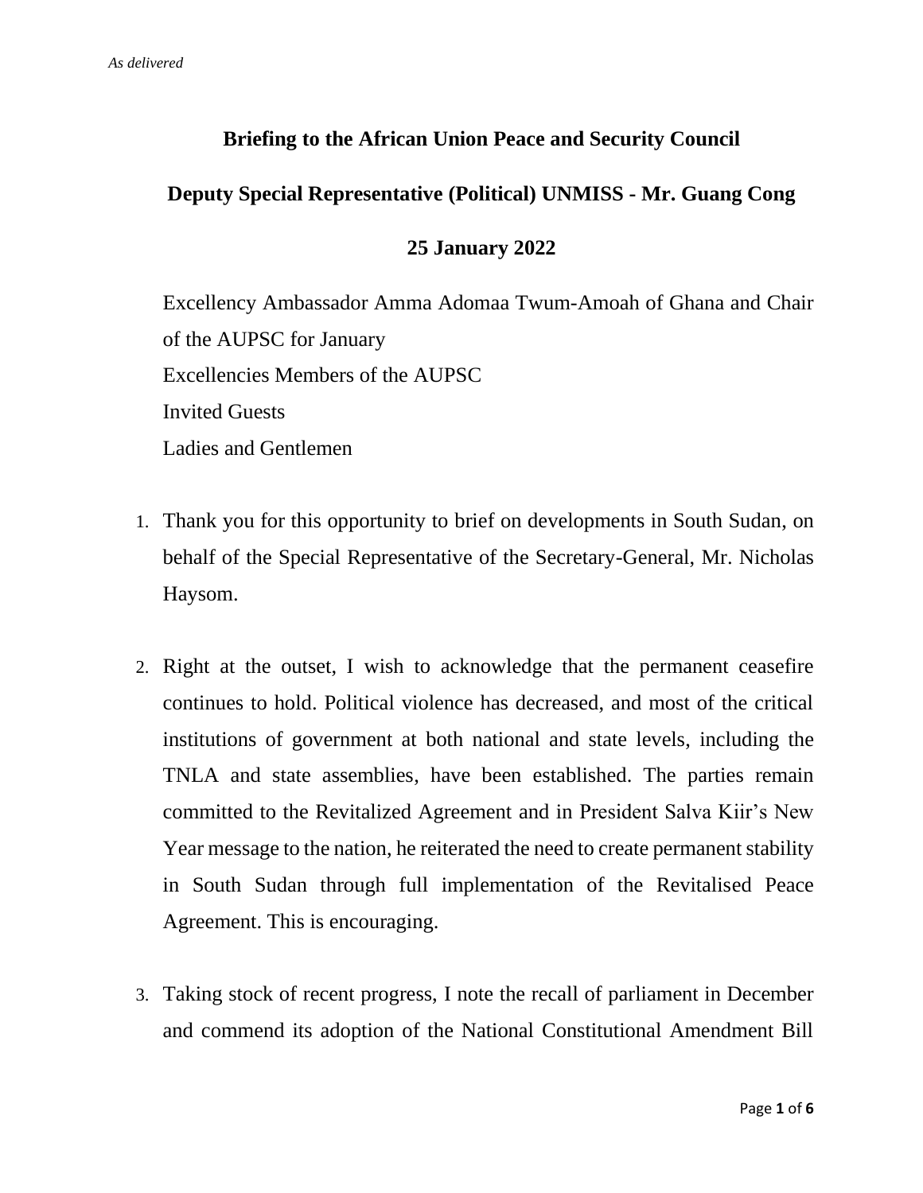*As delivered*

**Briefing to the African Union Peace and Security Council**

**Deputy Special Representative (Political) UNMISS - Mr. Guang Cong**

**25 January 2022**

Excellency Ambassador Amma Adomaa Twum-Amoah of Ghana and Chair of the AUPSC for January
Excellencies Members of the AUPSC
Invited Guests
Ladies and Gentlemen

1. Thank you for this opportunity to brief on developments in South Sudan, on behalf of the Special Representative of the Secretary-General, Mr. Nicholas Haysom.

2. Right at the outset, I wish to acknowledge that the permanent ceasefire continues to hold. Political violence has decreased, and most of the critical institutions of government at both national and state levels, including the TNLA and state assemblies, have been established. The parties remain committed to the Revitalized Agreement and in President Salva Kiir's New Year message to the nation, he reiterated the need to create permanent stability in South Sudan through full implementation of the Revitalised Peace Agreement. This is encouraging.

3. Taking stock of recent progress, I note the recall of parliament in December and commend its adoption of the National Constitutional Amendment Bill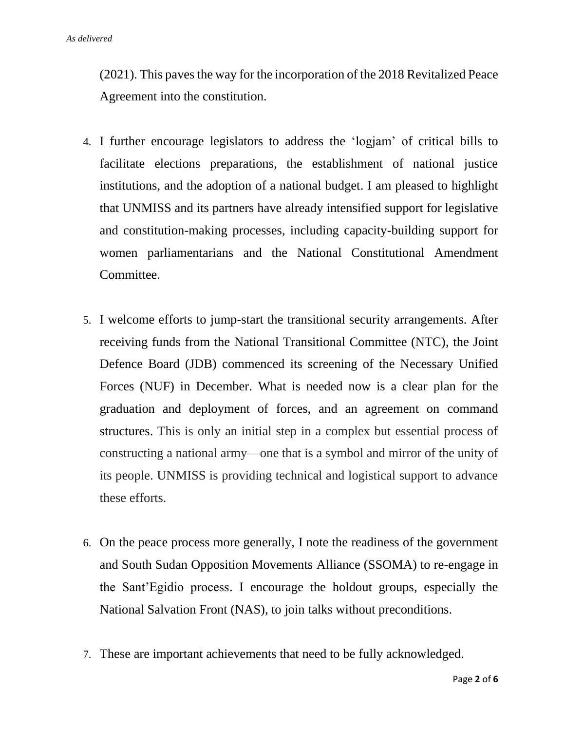(2021). This paves the way for the incorporation of the 2018 Revitalized Peace Agreement into the constitution.

4. I further encourage legislators to address the 'logjam' of critical bills to facilitate elections preparations, the establishment of national justice institutions, and the adoption of a national budget. I am pleased to highlight that UNMISS and its partners have already intensified support for legislative and constitution-making processes, including capacity-building support for women parliamentarians and the National Constitutional Amendment Committee.

5. I welcome efforts to jump-start the transitional security arrangements. After receiving funds from the National Transitional Committee (NTC), the Joint Defence Board (JDB) commenced its screening of the Necessary Unified Forces (NUF) in December. What is needed now is a clear plan for the graduation and deployment of forces, and an agreement on command structures. This is only an initial step in a complex but essential process of constructing a national army—one that is a symbol and mirror of the unity of its people. UNMISS is providing technical and logistical support to advance these efforts.

6. On the peace process more generally, I note the readiness of the government and South Sudan Opposition Movements Alliance (SSOMA) to re-engage in the Sant'Egidio process. I encourage the holdout groups, especially the National Salvation Front (NAS), to join talks without preconditions.

7. These are important achievements that need to be fully acknowledged.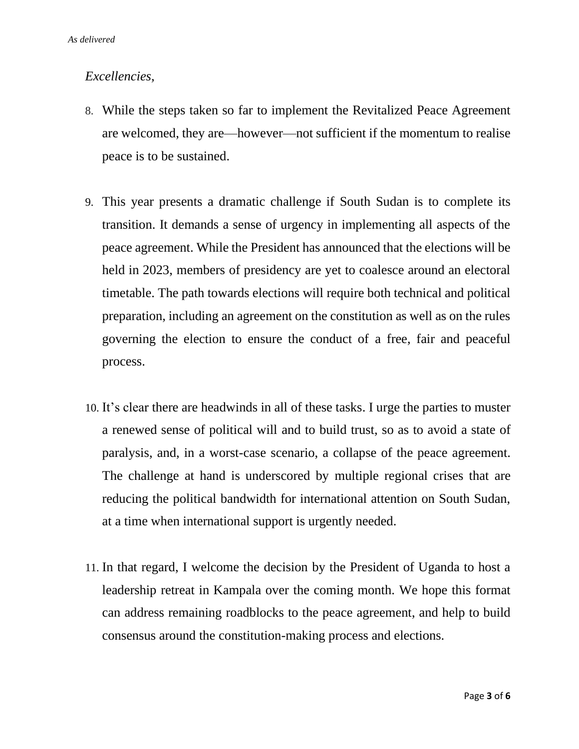*Excellencies,*

8. While the steps taken so far to implement the Revitalized Peace Agreement are welcomed, they are—however—not sufficient if the momentum to realise peace is to be sustained.

9. This year presents a dramatic challenge if South Sudan is to complete its transition. It demands a sense of urgency in implementing all aspects of the peace agreement. While the President has announced that the elections will be held in 2023, members of presidency are yet to coalesce around an electoral timetable. The path towards elections will require both technical and political preparation, including an agreement on the constitution as well as on the rules governing the election to ensure the conduct of a free, fair and peaceful process.

10. It's clear there are headwinds in all of these tasks. I urge the parties to muster a renewed sense of political will and to build trust, so as to avoid a state of paralysis, and, in a worst-case scenario, a collapse of the peace agreement. The challenge at hand is underscored by multiple regional crises that are reducing the political bandwidth for international attention on South Sudan, at a time when international support is urgently needed.

11. In that regard, I welcome the decision by the President of Uganda to host a leadership retreat in Kampala over the coming month. We hope this format can address remaining roadblocks to the peace agreement, and help to build consensus around the constitution-making process and elections.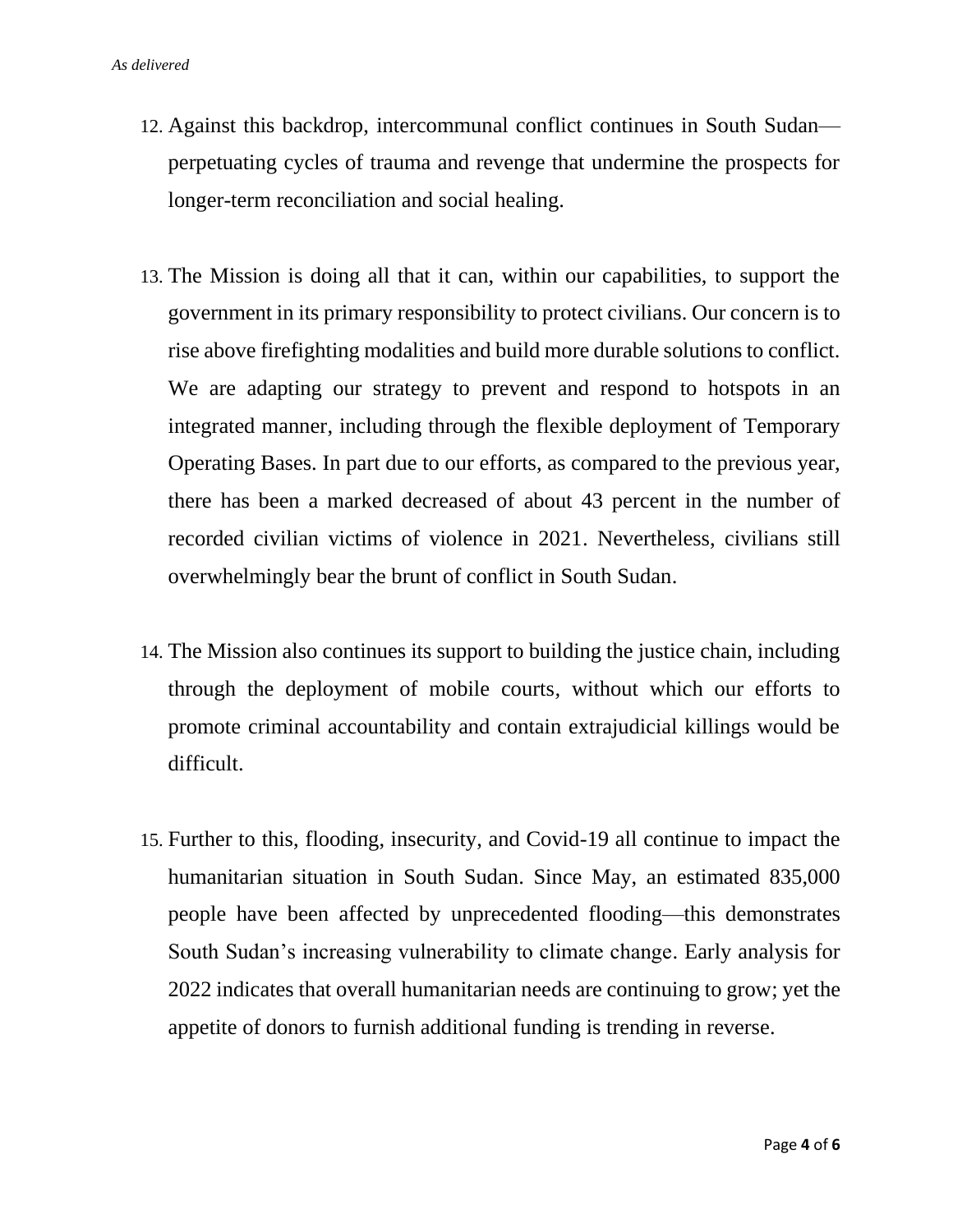12. Against this backdrop, intercommunal conflict continues in South Sudan—perpetuating cycles of trauma and revenge that undermine the prospects for longer-term reconciliation and social healing.

13. The Mission is doing all that it can, within our capabilities, to support the government in its primary responsibility to protect civilians. Our concern is to rise above firefighting modalities and build more durable solutions to conflict. We are adapting our strategy to prevent and respond to hotspots in an integrated manner, including through the flexible deployment of Temporary Operating Bases. In part due to our efforts, as compared to the previous year, there has been a marked decreased of about 43 percent in the number of recorded civilian victims of violence in 2021. Nevertheless, civilians still overwhelmingly bear the brunt of conflict in South Sudan.

14. The Mission also continues its support to building the justice chain, including through the deployment of mobile courts, without which our efforts to promote criminal accountability and contain extrajudicial killings would be difficult.

15. Further to this, flooding, insecurity, and Covid-19 all continue to impact the humanitarian situation in South Sudan. Since May, an estimated 835,000 people have been affected by unprecedented flooding—this demonstrates South Sudan's increasing vulnerability to climate change. Early analysis for 2022 indicates that overall humanitarian needs are continuing to grow; yet the appetite of donors to furnish additional funding is trending in reverse.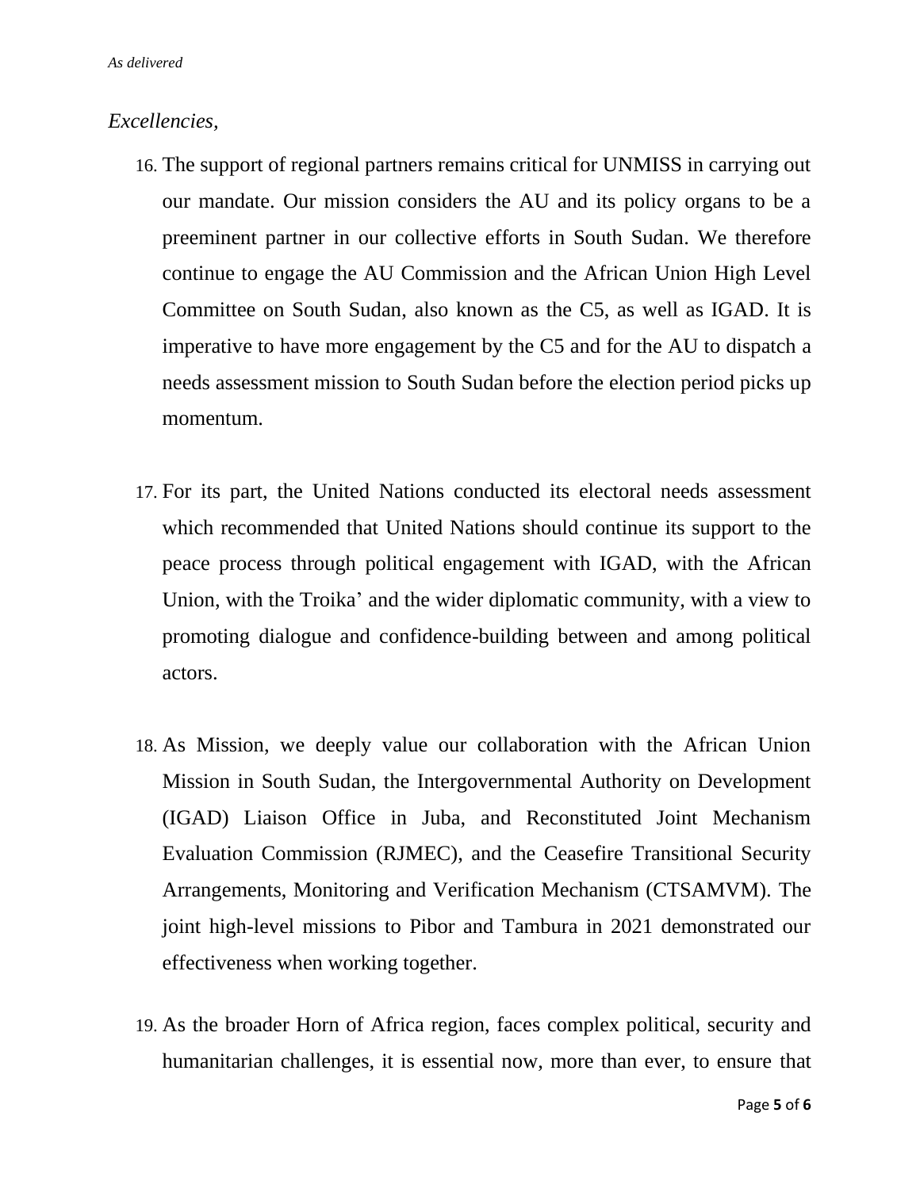*Excellencies,*

16. The support of regional partners remains critical for UNMISS in carrying out our mandate. Our mission considers the AU and its policy organs to be a preeminent partner in our collective efforts in South Sudan. We therefore continue to engage the AU Commission and the African Union High Level Committee on South Sudan, also known as the C5, as well as IGAD. It is imperative to have more engagement by the C5 and for the AU to dispatch a needs assessment mission to South Sudan before the election period picks up momentum.

17. For its part, the United Nations conducted its electoral needs assessment which recommended that United Nations should continue its support to the peace process through political engagement with IGAD, with the African Union, with the Troika' and the wider diplomatic community, with a view to promoting dialogue and confidence-building between and among political actors.

18. As Mission, we deeply value our collaboration with the African Union Mission in South Sudan, the Intergovernmental Authority on Development (IGAD) Liaison Office in Juba, and Reconstituted Joint Mechanism Evaluation Commission (RJMEC), and the Ceasefire Transitional Security Arrangements, Monitoring and Verification Mechanism (CTSAMVM). The joint high-level missions to Pibor and Tambura in 2021 demonstrated our effectiveness when working together.

19. As the broader Horn of Africa region, faces complex political, security and humanitarian challenges, it is essential now, more than ever, to ensure that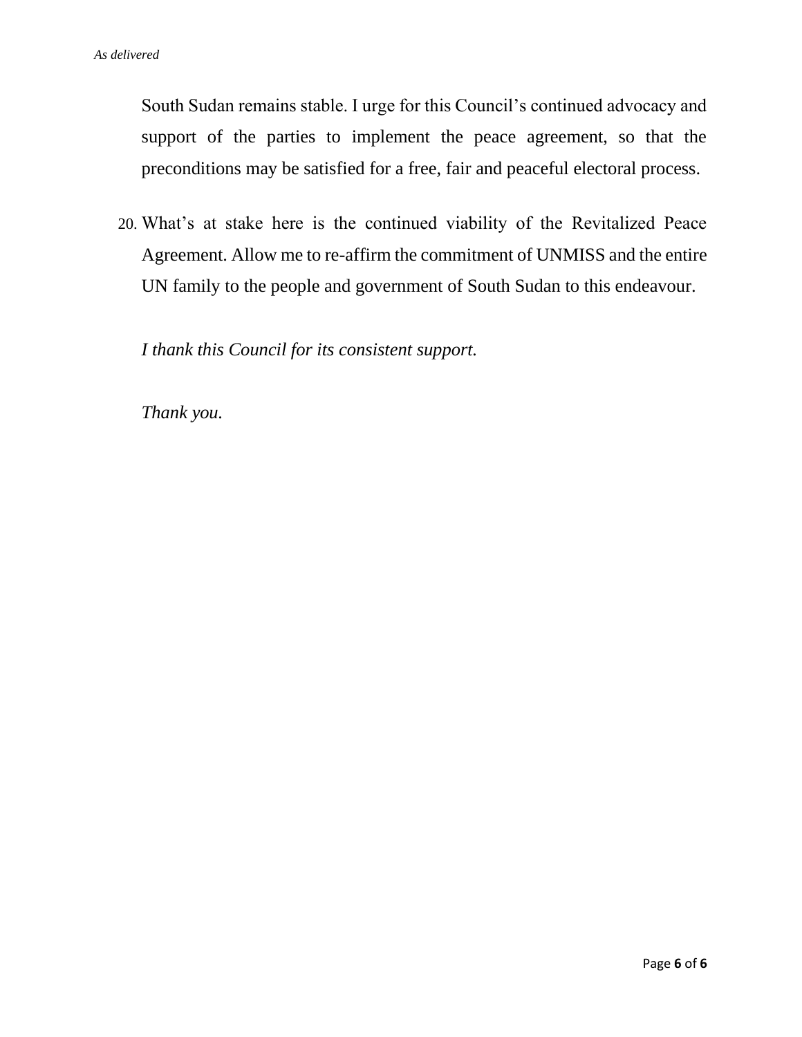South Sudan remains stable. I urge for this Council's continued advocacy and support of the parties to implement the peace agreement, so that the preconditions may be satisfied for a free, fair and peaceful electoral process.

20. What's at stake here is the continued viability of the Revitalized Peace Agreement. Allow me to re-affirm the commitment of UNMISS and the entire UN family to the people and government of South Sudan to this endeavour.

*I thank this Council for its consistent support.*

*Thank you.*